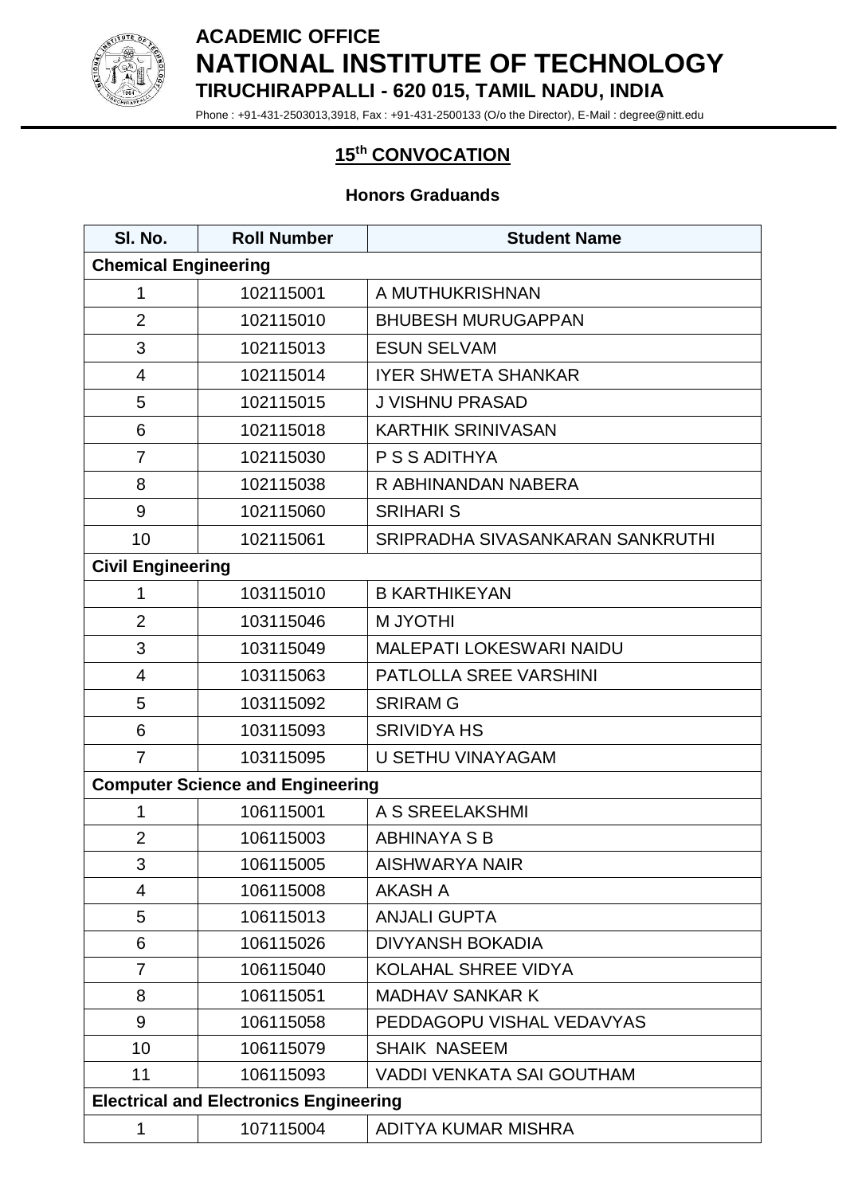# ACADEMIC OFFICE
# NATIONAL INSTITUTE OF TECHNOLOGY
## TIRUCHIRAPPALLI - 620 015, TAMIL NADU, INDIA

Phone : +91-431-2503013,3918, Fax : +91-431-2500133 (O/o the Director), E-Mail : degree@nitt.edu

## 15th CONVOCATION

### Honors Graduands

| Sl. No. | Roll Number | Student Name |
|---|---|---|
| **Chemical Engineering** | | |
| 1 | 102115001 | A MUTHUKRISHNAN |
| 2 | 102115010 | BHUBESH MURUGAPPAN |
| 3 | 102115013 | ESUN SELVAM |
| 4 | 102115014 | IYER SHWETA SHANKAR |
| 5 | 102115015 | J VISHNU PRASAD |
| 6 | 102115018 | KARTHIK SRINIVASAN |
| 7 | 102115030 | P S S ADITHYA |
| 8 | 102115038 | R ABHINANDAN NABERA |
| 9 | 102115060 | SRIHARI S |
| 10 | 102115061 | SRIPRADHA SIVASANKARAN SANKRUTHI |
| **Civil Engineering** | | |
| 1 | 103115010 | B KARTHIKEYAN |
| 2 | 103115046 | M JYOTHI |
| 3 | 103115049 | MALEPATI LOKESWARI NAIDU |
| 4 | 103115063 | PATLOLLA SREE VARSHINI |
| 5 | 103115092 | SRIRAM G |
| 6 | 103115093 | SRIVIDYA HS |
| 7 | 103115095 | U SETHU VINAYAGAM |
| **Computer Science and Engineering** | | |
| 1 | 106115001 | A S SREELAKSHMI |
| 2 | 106115003 | ABHINAYA S B |
| 3 | 106115005 | AISHWARYA NAIR |
| 4 | 106115008 | AKASH A |
| 5 | 106115013 | ANJALI GUPTA |
| 6 | 106115026 | DIVYANSH BOKADIA |
| 7 | 106115040 | KOLAHAL SHREE VIDYA |
| 8 | 106115051 | MADHAV SANKAR K |
| 9 | 106115058 | PEDDAGOPU VISHAL VEDAVYAS |
| 10 | 106115079 | SHAIK NASEEM |
| 11 | 106115093 | VADDI VENKATA SAI GOUTHAM |
| **Electrical and Electronics Engineering** | | |
| 1 | 107115004 | ADITYA KUMAR MISHRA |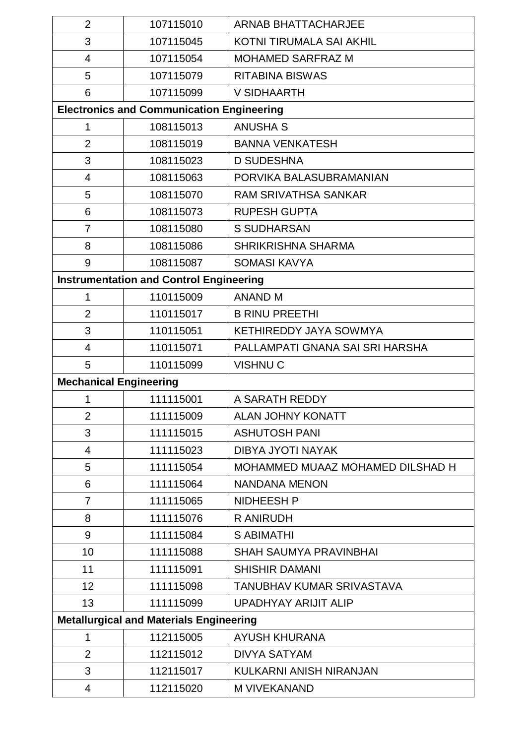| | | |
|---|---|---|
| 2 | 107115010 | ARNAB BHATTACHARJEE |
| 3 | 107115045 | KOTNI TIRUMALA SAI AKHIL |
| 4 | 107115054 | MOHAMED SARFRAZ M |
| 5 | 107115079 | RITABINA BISWAS |
| 6 | 107115099 | V SIDHAARTH |
| **Electronics and Communication Engineering** | | |
| 1 | 108115013 | ANUSHA S |
| 2 | 108115019 | BANNA VENKATESH |
| 3 | 108115023 | D SUDESHNA |
| 4 | 108115063 | PORVIKA BALASUBRAMANIAN |
| 5 | 108115070 | RAM SRIVATHSA SANKAR |
| 6 | 108115073 | RUPESH GUPTA |
| 7 | 108115080 | S SUDHARSAN |
| 8 | 108115086 | SHRIKRISHNA SHARMA |
| 9 | 108115087 | SOMASI KAVYA |
| **Instrumentation and Control Engineering** | | |
| 1 | 110115009 | ANAND M |
| 2 | 110115017 | B RINU PREETHI |
| 3 | 110115051 | KETHIREDDY JAYA SOWMYA |
| 4 | 110115071 | PALLAMPATI GNANA SAI SRI HARSHA |
| 5 | 110115099 | VISHNU C |
| **Mechanical Engineering** | | |
| 1 | 111115001 | A SARATH REDDY |
| 2 | 111115009 | ALAN JOHNY KONATT |
| 3 | 111115015 | ASHUTOSH PANI |
| 4 | 111115023 | DIBYA JYOTI NAYAK |
| 5 | 111115054 | MOHAMMED MUAAZ MOHAMED DILSHAD H |
| 6 | 111115064 | NANDANA MENON |
| 7 | 111115065 | NIDHEESH P |
| 8 | 111115076 | R ANIRUDH |
| 9 | 111115084 | S ABIMATHI |
| 10 | 111115088 | SHAH SAUMYA PRAVINBHAI |
| 11 | 111115091 | SHISHIR DAMANI |
| 12 | 111115098 | TANUBHAV KUMAR SRIVASTAVA |
| 13 | 111115099 | UPADHYAY ARIJIT ALIP |
| **Metallurgical and Materials Engineering** | | |
| 1 | 112115005 | AYUSH KHURANA |
| 2 | 112115012 | DIVYA SATYAM |
| 3 | 112115017 | KULKARNI ANISH NIRANJAN |
| 4 | 112115020 | M VIVEKANAND |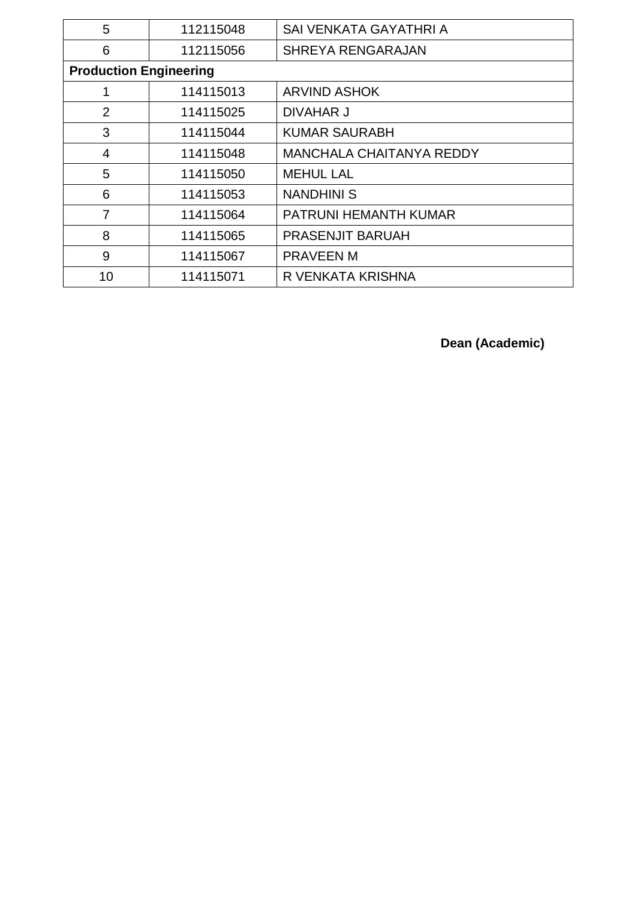| | | |
|---|---|---|
| 5 | 112115048 | SAI VENKATA GAYATHRI A |
| 6 | 112115056 | SHREYA RENGARAJAN |
| **Production Engineering** | | |
| 1 | 114115013 | ARVIND ASHOK |
| 2 | 114115025 | DIVAHAR J |
| 3 | 114115044 | KUMAR SAURABH |
| 4 | 114115048 | MANCHALA CHAITANYA REDDY |
| 5 | 114115050 | MEHUL LAL |
| 6 | 114115053 | NANDHINI S |
| 7 | 114115064 | PATRUNI HEMANTH KUMAR |
| 8 | 114115065 | PRASENJIT BARUAH |
| 9 | 114115067 | PRAVEEN M |
| 10 | 114115071 | R VENKATA KRISHNA |

**Dean (Academic)**